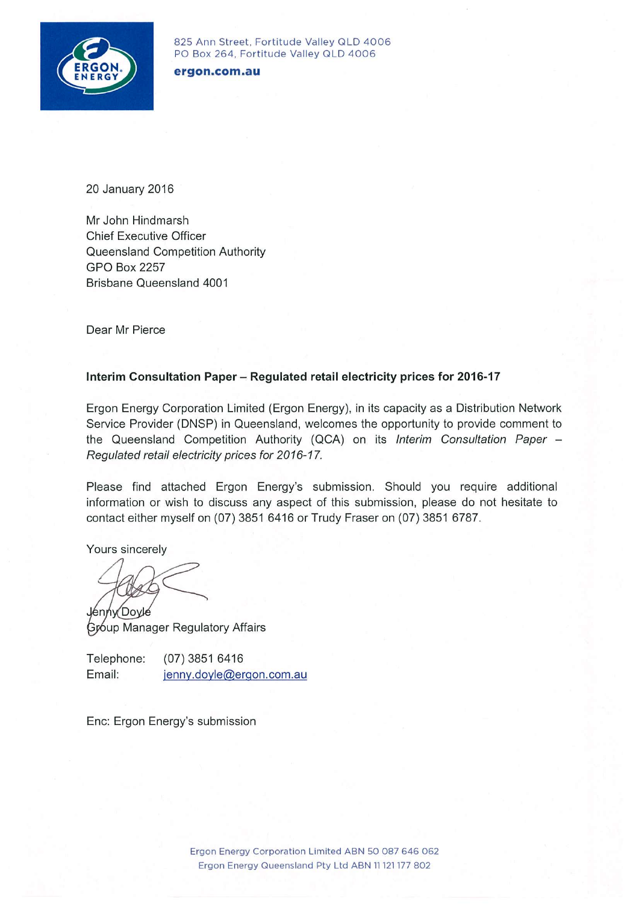825 Ann Street, Fortitude Valley QLD 4006
PO Box 264, Fortitude Valley QLD 4006

**ergon.com.au**

20 January 2016

Mr John Hindmarsh
Chief Executive Officer
Queensland Competition Authority
GPO Box 2257
Brisbane Queensland 4001

Dear Mr Pierce

**Interim Consultation Paper – Regulated retail electricity prices for 2016-17**

Ergon Energy Corporation Limited (Ergon Energy), in its capacity as a Distribution Network Service Provider (DNSP) in Queensland, welcomes the opportunity to provide comment to the Queensland Competition Authority (QCA) on its *Interim Consultation Paper – Regulated retail electricity prices for 2016-17.*

Please find attached Ergon Energy's submission. Should you require additional information or wish to discuss any aspect of this submission, please do not hesitate to contact either myself on (07) 3851 6416 or Trudy Fraser on (07) 3851 6787.

Yours sincerely

Jenny Doyle
Group Manager Regulatory Affairs

Telephone: (07) 3851 6416
Email: jenny.doyle@ergon.com.au

Enc: Ergon Energy's submission

Ergon Energy Corporation Limited ABN 50 087 646 062
Ergon Energy Queensland Pty Ltd ABN 11 121 177 802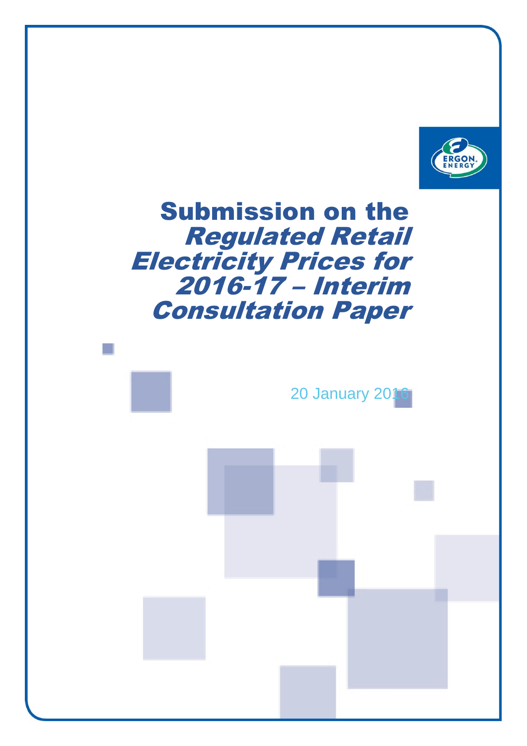# Submission on the *Regulated Retail Electricity Prices for 2016-17 – Interim Consultation Paper*

20 January 2016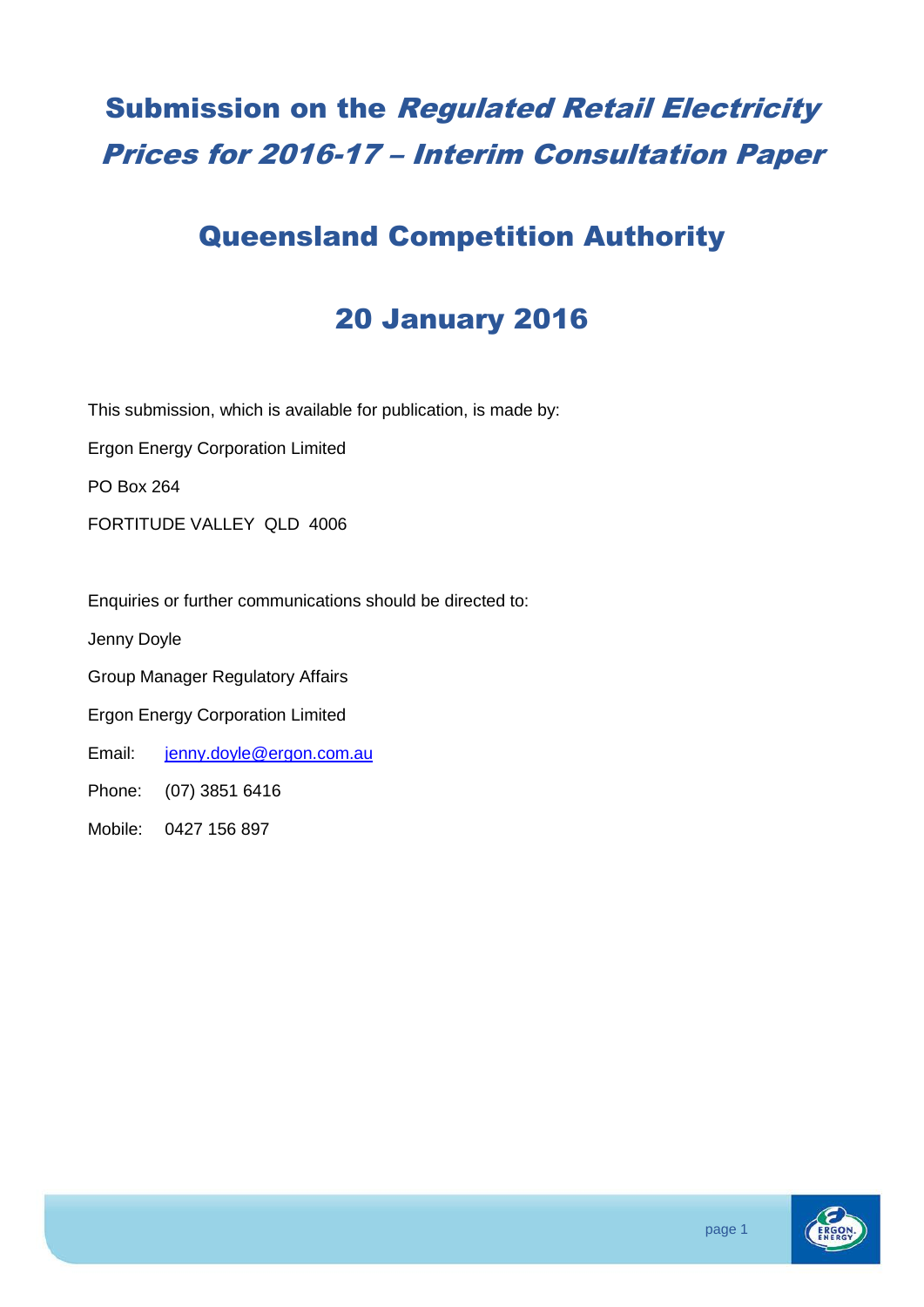# Submission on the *Regulated Retail Electricity Prices for 2016-17 – Interim Consultation Paper*

## Queensland Competition Authority

## 20 January 2016

This submission, which is available for publication, is made by:

Ergon Energy Corporation Limited

PO Box 264

FORTITUDE VALLEY QLD 4006

Enquiries or further communications should be directed to:

Jenny Doyle

Group Manager Regulatory Affairs

Ergon Energy Corporation Limited

Email: jenny.doyle@ergon.com.au

Phone: (07) 3851 6416

Mobile: 0427 156 897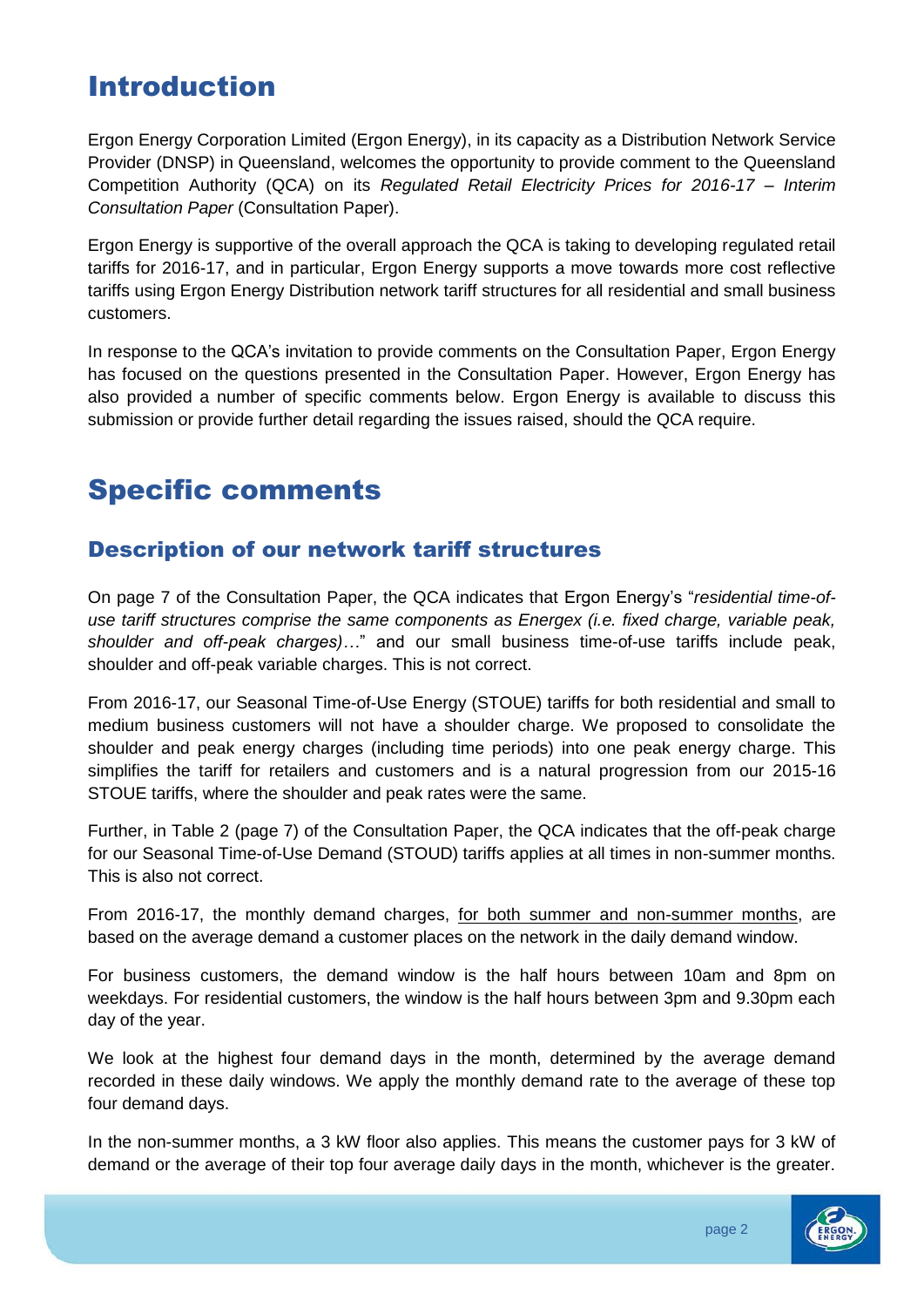# Introduction

Ergon Energy Corporation Limited (Ergon Energy), in its capacity as a Distribution Network Service Provider (DNSP) in Queensland, welcomes the opportunity to provide comment to the Queensland Competition Authority (QCA) on its *Regulated Retail Electricity Prices for 2016-17 – Interim Consultation Paper* (Consultation Paper).

Ergon Energy is supportive of the overall approach the QCA is taking to developing regulated retail tariffs for 2016-17, and in particular, Ergon Energy supports a move towards more cost reflective tariffs using Ergon Energy Distribution network tariff structures for all residential and small business customers.

In response to the QCA's invitation to provide comments on the Consultation Paper, Ergon Energy has focused on the questions presented in the Consultation Paper. However, Ergon Energy has also provided a number of specific comments below. Ergon Energy is available to discuss this submission or provide further detail regarding the issues raised, should the QCA require.

# Specific comments

## Description of our network tariff structures

On page 7 of the Consultation Paper, the QCA indicates that Ergon Energy's "*residential time-of-use tariff structures comprise the same components as Energex (i.e. fixed charge, variable peak, shoulder and off-peak charges)…*" and our small business time-of-use tariffs include peak, shoulder and off-peak variable charges. This is not correct.

From 2016-17, our Seasonal Time-of-Use Energy (STOUE) tariffs for both residential and small to medium business customers will not have a shoulder charge. We proposed to consolidate the shoulder and peak energy charges (including time periods) into one peak energy charge. This simplifies the tariff for retailers and customers and is a natural progression from our 2015-16 STOUE tariffs, where the shoulder and peak rates were the same.

Further, in Table 2 (page 7) of the Consultation Paper, the QCA indicates that the off-peak charge for our Seasonal Time-of-Use Demand (STOUD) tariffs applies at all times in non-summer months. This is also not correct.

From 2016-17, the monthly demand charges, <u>for both summer and non-summer months</u>, are based on the average demand a customer places on the network in the daily demand window.

For business customers, the demand window is the half hours between 10am and 8pm on weekdays. For residential customers, the window is the half hours between 3pm and 9.30pm each day of the year.

We look at the highest four demand days in the month, determined by the average demand recorded in these daily windows. We apply the monthly demand rate to the average of these top four demand days.

In the non-summer months, a 3 kW floor also applies. This means the customer pays for 3 kW of demand or the average of their top four average daily days in the month, whichever is the greater.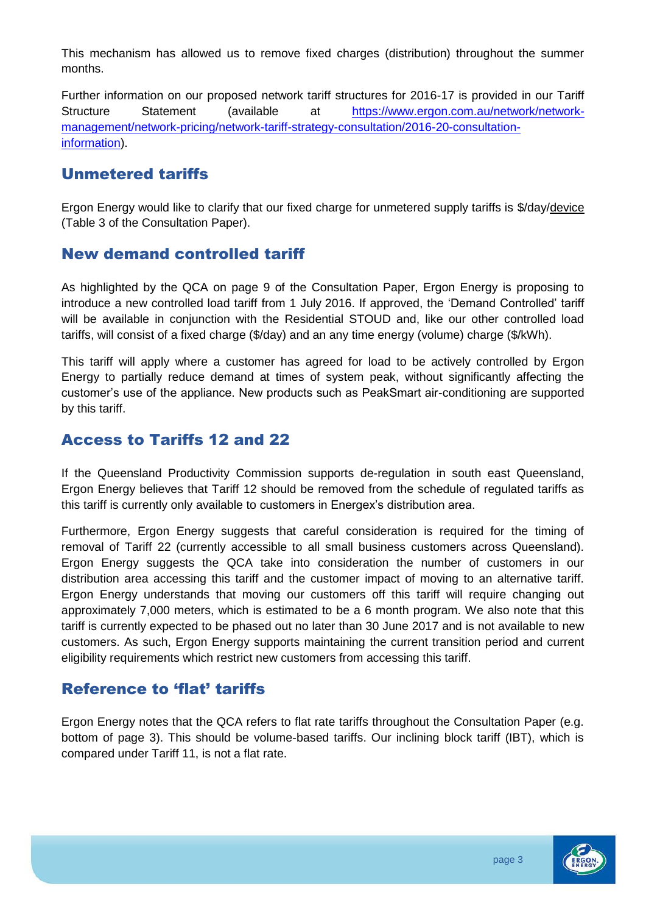This mechanism has allowed us to remove fixed charges (distribution) throughout the summer months.

Further information on our proposed network tariff structures for 2016-17 is provided in our Tariff Structure Statement (available at [https://www.ergon.com.au/network/network-management/network-pricing/network-tariff-strategy-consultation/2016-20-consultation-information](https://www.ergon.com.au/network/network-management/network-pricing/network-tariff-strategy-consultation/2016-20-consultation-information)).

## Unmetered tariffs

Ergon Energy would like to clarify that our fixed charge for unmetered supply tariffs is $/day/device (Table 3 of the Consultation Paper).

## New demand controlled tariff

As highlighted by the QCA on page 9 of the Consultation Paper, Ergon Energy is proposing to introduce a new controlled load tariff from 1 July 2016. If approved, the 'Demand Controlled' tariff will be available in conjunction with the Residential STOUD and, like our other controlled load tariffs, will consist of a fixed charge ($/day) and an any time energy (volume) charge ($/kWh).

This tariff will apply where a customer has agreed for load to be actively controlled by Ergon Energy to partially reduce demand at times of system peak, without significantly affecting the customer's use of the appliance. New products such as PeakSmart air-conditioning are supported by this tariff.

## Access to Tariffs 12 and 22

If the Queensland Productivity Commission supports de-regulation in south east Queensland, Ergon Energy believes that Tariff 12 should be removed from the schedule of regulated tariffs as this tariff is currently only available to customers in Energex's distribution area.

Furthermore, Ergon Energy suggests that careful consideration is required for the timing of removal of Tariff 22 (currently accessible to all small business customers across Queensland). Ergon Energy suggests the QCA take into consideration the number of customers in our distribution area accessing this tariff and the customer impact of moving to an alternative tariff. Ergon Energy understands that moving our customers off this tariff will require changing out approximately 7,000 meters, which is estimated to be a 6 month program. We also note that this tariff is currently expected to be phased out no later than 30 June 2017 and is not available to new customers. As such, Ergon Energy supports maintaining the current transition period and current eligibility requirements which restrict new customers from accessing this tariff.

## Reference to 'flat' tariffs

Ergon Energy notes that the QCA refers to flat rate tariffs throughout the Consultation Paper (e.g. bottom of page 3). This should be volume-based tariffs. Our inclining block tariff (IBT), which is compared under Tariff 11, is not a flat rate.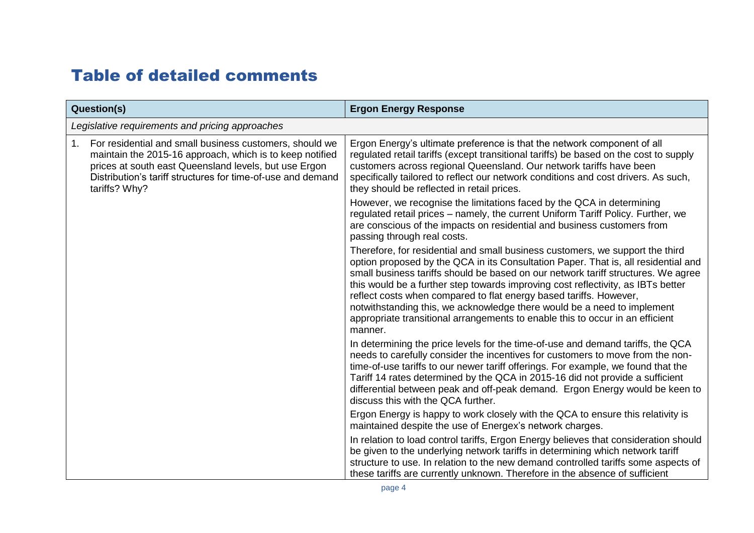# Table of detailed comments

| Question(s) | Ergon Energy Response |
|---|---|
| *Legislative requirements and pricing approaches* | |
| 1. For residential and small business customers, should we maintain the 2015-16 approach, which is to keep notified prices at south east Queensland levels, but use Ergon Distribution's tariff structures for time-of-use and demand tariffs? Why? | Ergon Energy's ultimate preference is that the network component of all regulated retail tariffs (except transitional tariffs) be based on the cost to supply customers across regional Queensland. Our network tariffs have been specifically tailored to reflect our network conditions and cost drivers. As such, they should be reflected in retail prices.<br><br>However, we recognise the limitations faced by the QCA in determining regulated retail prices – namely, the current Uniform Tariff Policy. Further, we are conscious of the impacts on residential and business customers from passing through real costs.<br><br>Therefore, for residential and small business customers, we support the third option proposed by the QCA in its Consultation Paper. That is, all residential and small business tariffs should be based on our network tariff structures. We agree this would be a further step towards improving cost reflectivity, as IBTs better reflect costs when compared to flat energy based tariffs. However, notwithstanding this, we acknowledge there would be a need to implement appropriate transitional arrangements to enable this to occur in an efficient manner.<br><br>In determining the price levels for the time-of-use and demand tariffs, the QCA needs to carefully consider the incentives for customers to move from the non-time-of-use tariffs to our newer tariff offerings. For example, we found that the Tariff 14 rates determined by the QCA in 2015-16 did not provide a sufficient differential between peak and off-peak demand. Ergon Energy would be keen to discuss this with the QCA further.<br><br>Ergon Energy is happy to work closely with the QCA to ensure this relativity is maintained despite the use of Energex's network charges.<br><br>In relation to load control tariffs, Ergon Energy believes that consideration should be given to the underlying network tariffs in determining which network tariff structure to use. In relation to the new demand controlled tariffs some aspects of these tariffs are currently unknown. Therefore in the absence of sufficient |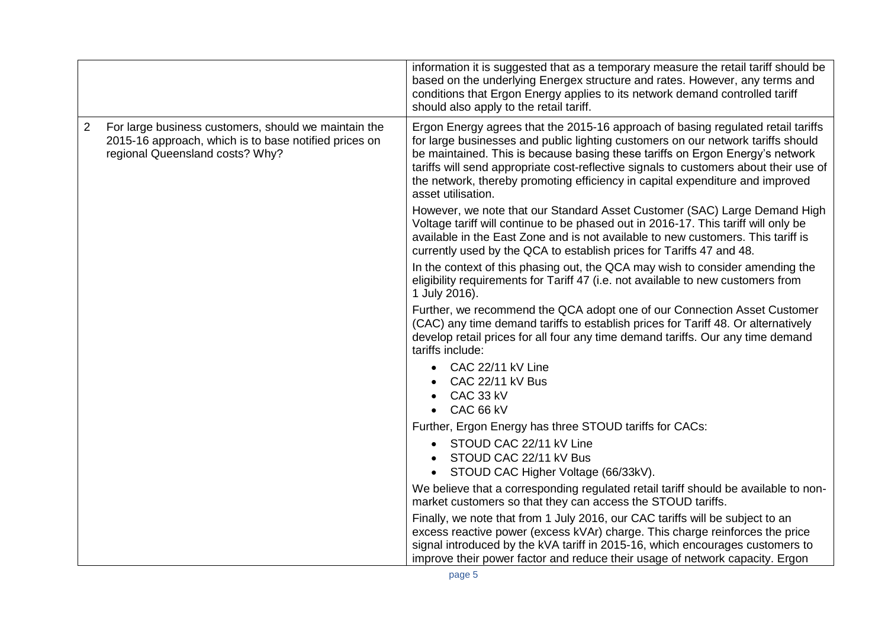| | |
|---|---|
| | information it is suggested that as a temporary measure the retail tariff should be based on the underlying Energex structure and rates. However, any terms and conditions that Ergon Energy applies to its network demand controlled tariff should also apply to the retail tariff. |
| 2 For large business customers, should we maintain the 2015-16 approach, which is to base notified prices on regional Queensland costs? Why? | Ergon Energy agrees that the 2015-16 approach of basing regulated retail tariffs for large businesses and public lighting customers on our network tariffs should be maintained. This is because basing these tariffs on Ergon Energy's network tariffs will send appropriate cost-reflective signals to customers about their use of the network, thereby promoting efficiency in capital expenditure and improved asset utilisation.<br><br>However, we note that our Standard Asset Customer (SAC) Large Demand High Voltage tariff will continue to be phased out in 2016-17. This tariff will only be available in the East Zone and is not available to new customers. This tariff is currently used by the QCA to establish prices for Tariffs 47 and 48.<br><br>In the context of this phasing out, the QCA may wish to consider amending the eligibility requirements for Tariff 47 (i.e. not available to new customers from 1 July 2016).<br><br>Further, we recommend the QCA adopt one of our Connection Asset Customer (CAC) any time demand tariffs to establish prices for Tariff 48. Or alternatively develop retail prices for all four any time demand tariffs. Our any time demand tariffs include:<br>• CAC 22/11 kV Line<br>• CAC 22/11 kV Bus<br>• CAC 33 kV<br>• CAC 66 kV<br><br>Further, Ergon Energy has three STOUD tariffs for CACs:<br>• STOUD CAC 22/11 kV Line<br>• STOUD CAC 22/11 kV Bus<br>• STOUD CAC Higher Voltage (66/33kV).<br><br>We believe that a corresponding regulated retail tariff should be available to non-market customers so that they can access the STOUD tariffs.<br><br>Finally, we note that from 1 July 2016, our CAC tariffs will be subject to an excess reactive power (excess kVAr) charge. This charge reinforces the price signal introduced by the kVA tariff in 2015-16, which encourages customers to improve their power factor and reduce their usage of network capacity. Ergon |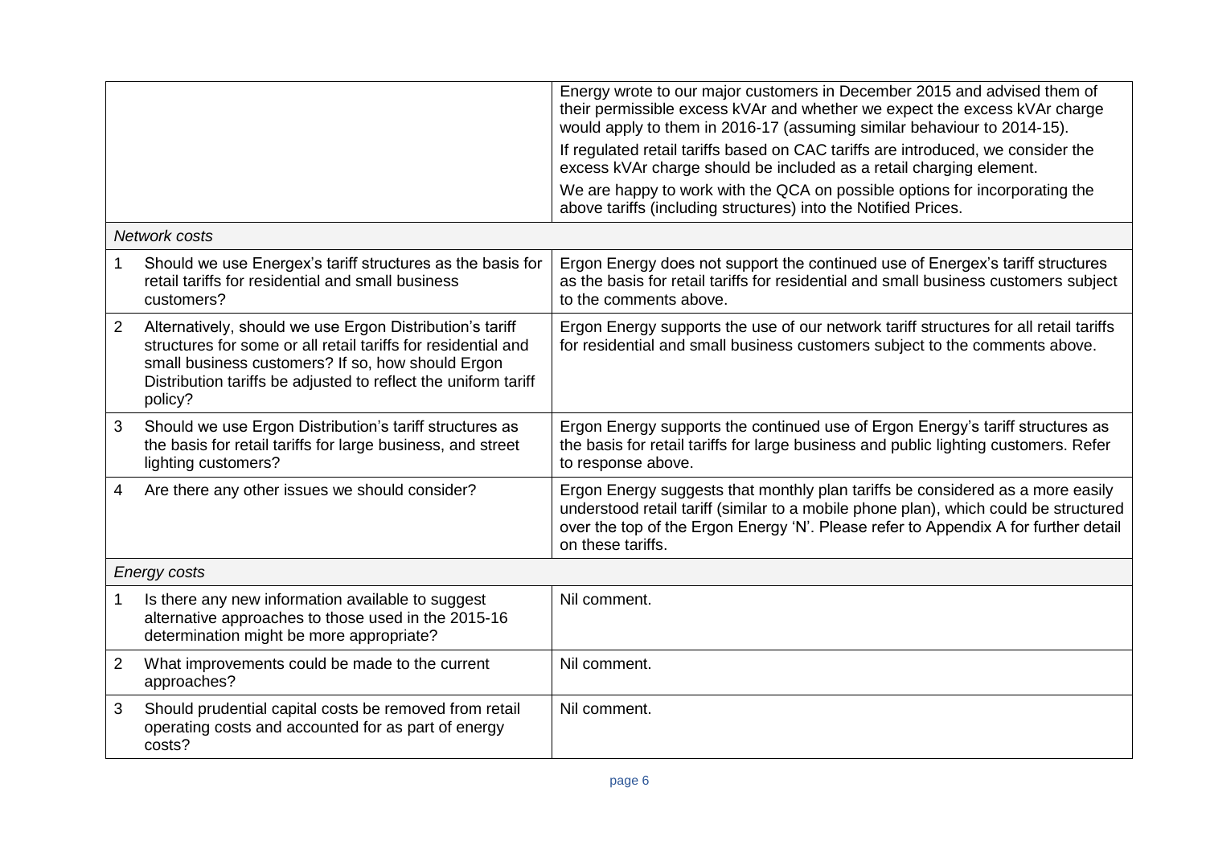| | |
|---|---|
| | Energy wrote to our major customers in December 2015 and advised them of their permissible excess kVAr and whether we expect the excess kVAr charge would apply to them in 2016-17 (assuming similar behaviour to 2014-15).<br>If regulated retail tariffs based on CAC tariffs are introduced, we consider the excess kVAr charge should be included as a retail charging element.<br>We are happy to work with the QCA on possible options for incorporating the above tariffs (including structures) into the Notified Prices. |
| *Network costs* | |
| 1 Should we use Energex's tariff structures as the basis for retail tariffs for residential and small business customers? | Ergon Energy does not support the continued use of Energex's tariff structures as the basis for retail tariffs for residential and small business customers subject to the comments above. |
| 2 Alternatively, should we use Ergon Distribution's tariff structures for some or all retail tariffs for residential and small business customers? If so, how should Ergon Distribution tariffs be adjusted to reflect the uniform tariff policy? | Ergon Energy supports the use of our network tariff structures for all retail tariffs for residential and small business customers subject to the comments above. |
| 3 Should we use Ergon Distribution's tariff structures as the basis for retail tariffs for large business, and street lighting customers? | Ergon Energy supports the continued use of Ergon Energy's tariff structures as the basis for retail tariffs for large business and public lighting customers. Refer to response above. |
| 4 Are there any other issues we should consider? | Ergon Energy suggests that monthly plan tariffs be considered as a more easily understood retail tariff (similar to a mobile phone plan), which could be structured over the top of the Ergon Energy 'N'. Please refer to Appendix A for further detail on these tariffs. |
| *Energy costs* | |
| 1 Is there any new information available to suggest alternative approaches to those used in the 2015-16 determination might be more appropriate? | Nil comment. |
| 2 What improvements could be made to the current approaches? | Nil comment. |
| 3 Should prudential capital costs be removed from retail operating costs and accounted for as part of energy costs? | Nil comment. |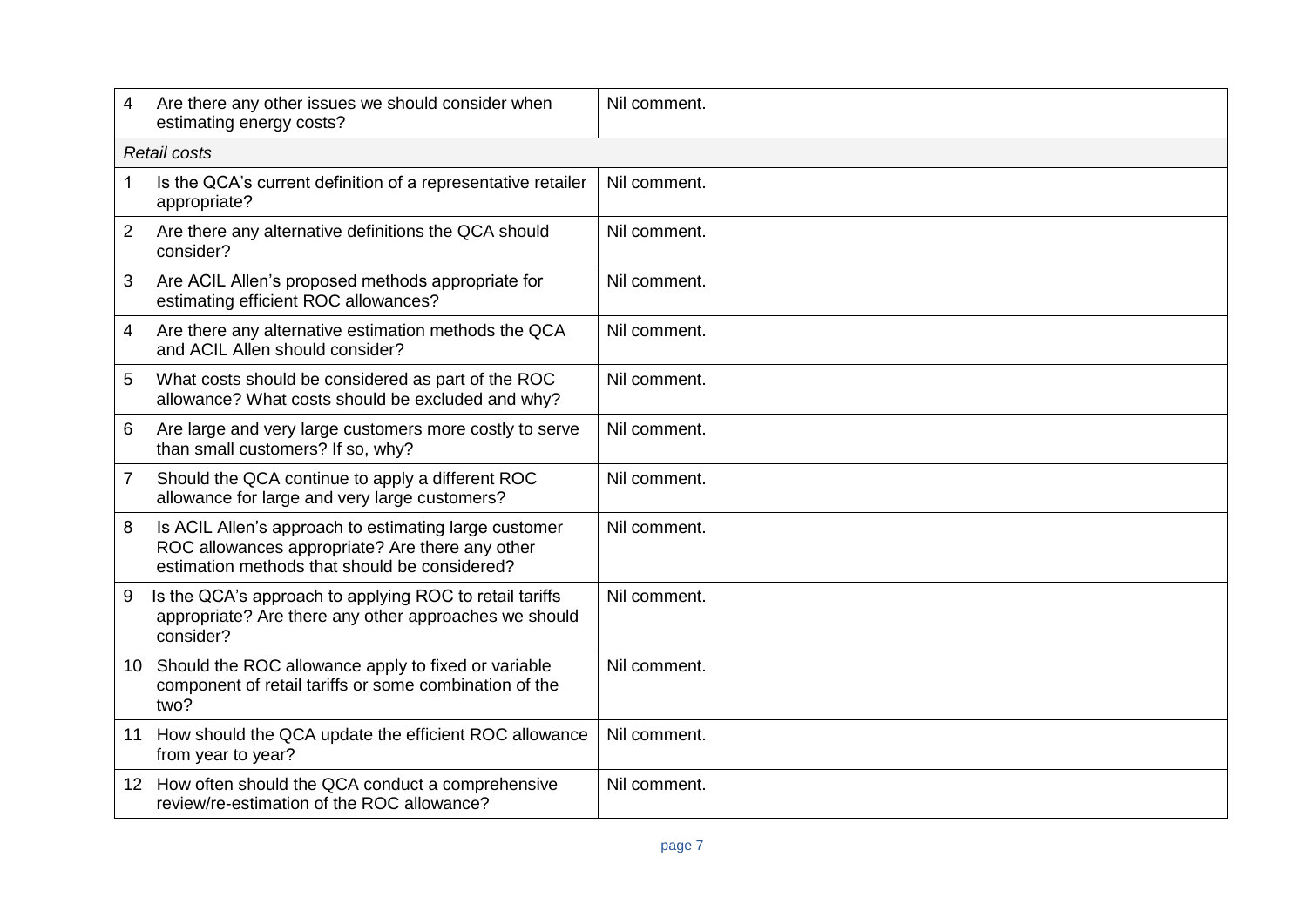| | |
|---|---|
| 4 Are there any other issues we should consider when estimating energy costs? | Nil comment. |
| *Retail costs* | |
| 1 Is the QCA's current definition of a representative retailer appropriate? | Nil comment. |
| 2 Are there any alternative definitions the QCA should consider? | Nil comment. |
| 3 Are ACIL Allen's proposed methods appropriate for estimating efficient ROC allowances? | Nil comment. |
| 4 Are there any alternative estimation methods the QCA and ACIL Allen should consider? | Nil comment. |
| 5 What costs should be considered as part of the ROC allowance? What costs should be excluded and why? | Nil comment. |
| 6 Are large and very large customers more costly to serve than small customers? If so, why? | Nil comment. |
| 7 Should the QCA continue to apply a different ROC allowance for large and very large customers? | Nil comment. |
| 8 Is ACIL Allen's approach to estimating large customer ROC allowances appropriate? Are there any other estimation methods that should be considered? | Nil comment. |
| 9 Is the QCA's approach to applying ROC to retail tariffs appropriate? Are there any other approaches we should consider? | Nil comment. |
| 10 Should the ROC allowance apply to fixed or variable component of retail tariffs or some combination of the two? | Nil comment. |
| 11 How should the QCA update the efficient ROC allowance from year to year? | Nil comment. |
| 12 How often should the QCA conduct a comprehensive review/re-estimation of the ROC allowance? | Nil comment. |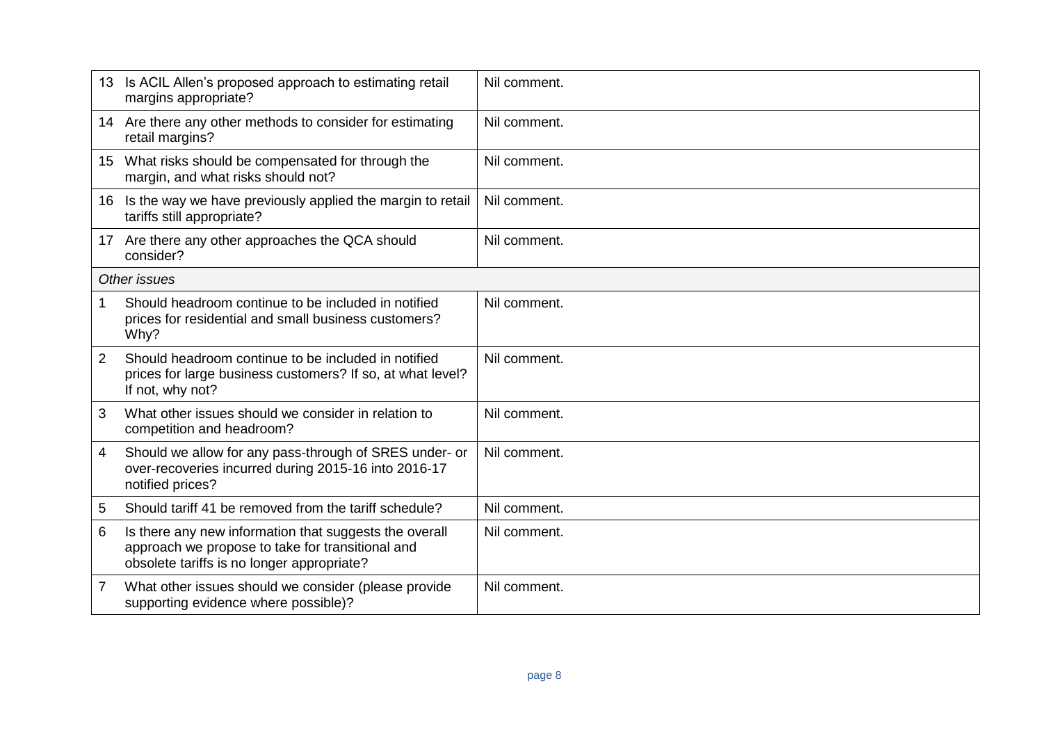| | |
|---|---|
| 13 Is ACIL Allen's proposed approach to estimating retail margins appropriate? | Nil comment. |
| 14 Are there any other methods to consider for estimating retail margins? | Nil comment. |
| 15 What risks should be compensated for through the margin, and what risks should not? | Nil comment. |
| 16 Is the way we have previously applied the margin to retail tariffs still appropriate? | Nil comment. |
| 17 Are there any other approaches the QCA should consider? | Nil comment. |
| *Other issues* | |
| 1 Should headroom continue to be included in notified prices for residential and small business customers? Why? | Nil comment. |
| 2 Should headroom continue to be included in notified prices for large business customers? If so, at what level? If not, why not? | Nil comment. |
| 3 What other issues should we consider in relation to competition and headroom? | Nil comment. |
| 4 Should we allow for any pass-through of SRES under- or over-recoveries incurred during 2015-16 into 2016-17 notified prices? | Nil comment. |
| 5 Should tariff 41 be removed from the tariff schedule? | Nil comment. |
| 6 Is there any new information that suggests the overall approach we propose to take for transitional and obsolete tariffs is no longer appropriate? | Nil comment. |
| 7 What other issues should we consider (please provide supporting evidence where possible)? | Nil comment. |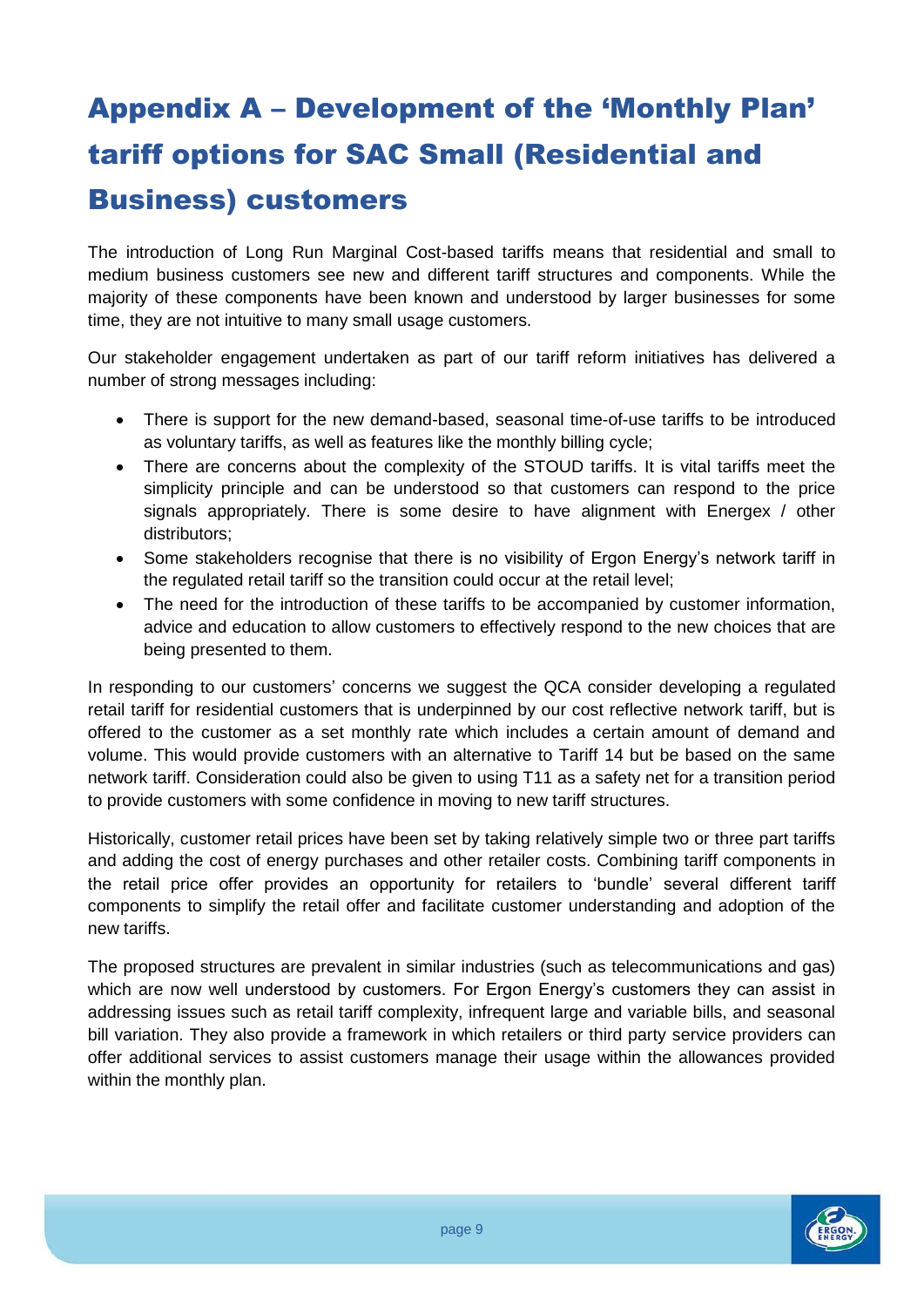# Appendix A – Development of the 'Monthly Plan' tariff options for SAC Small (Residential and Business) customers

The introduction of Long Run Marginal Cost-based tariffs means that residential and small to medium business customers see new and different tariff structures and components. While the majority of these components have been known and understood by larger businesses for some time, they are not intuitive to many small usage customers.

Our stakeholder engagement undertaken as part of our tariff reform initiatives has delivered a number of strong messages including:

- There is support for the new demand-based, seasonal time-of-use tariffs to be introduced as voluntary tariffs, as well as features like the monthly billing cycle;
- There are concerns about the complexity of the STOUD tariffs. It is vital tariffs meet the simplicity principle and can be understood so that customers can respond to the price signals appropriately. There is some desire to have alignment with Energex / other distributors;
- Some stakeholders recognise that there is no visibility of Ergon Energy's network tariff in the regulated retail tariff so the transition could occur at the retail level;
- The need for the introduction of these tariffs to be accompanied by customer information, advice and education to allow customers to effectively respond to the new choices that are being presented to them.

In responding to our customers' concerns we suggest the QCA consider developing a regulated retail tariff for residential customers that is underpinned by our cost reflective network tariff, but is offered to the customer as a set monthly rate which includes a certain amount of demand and volume. This would provide customers with an alternative to Tariff 14 but be based on the same network tariff. Consideration could also be given to using T11 as a safety net for a transition period to provide customers with some confidence in moving to new tariff structures.

Historically, customer retail prices have been set by taking relatively simple two or three part tariffs and adding the cost of energy purchases and other retailer costs. Combining tariff components in the retail price offer provides an opportunity for retailers to 'bundle' several different tariff components to simplify the retail offer and facilitate customer understanding and adoption of the new tariffs.

The proposed structures are prevalent in similar industries (such as telecommunications and gas) which are now well understood by customers. For Ergon Energy's customers they can assist in addressing issues such as retail tariff complexity, infrequent large and variable bills, and seasonal bill variation. They also provide a framework in which retailers or third party service providers can offer additional services to assist customers manage their usage within the allowances provided within the monthly plan.